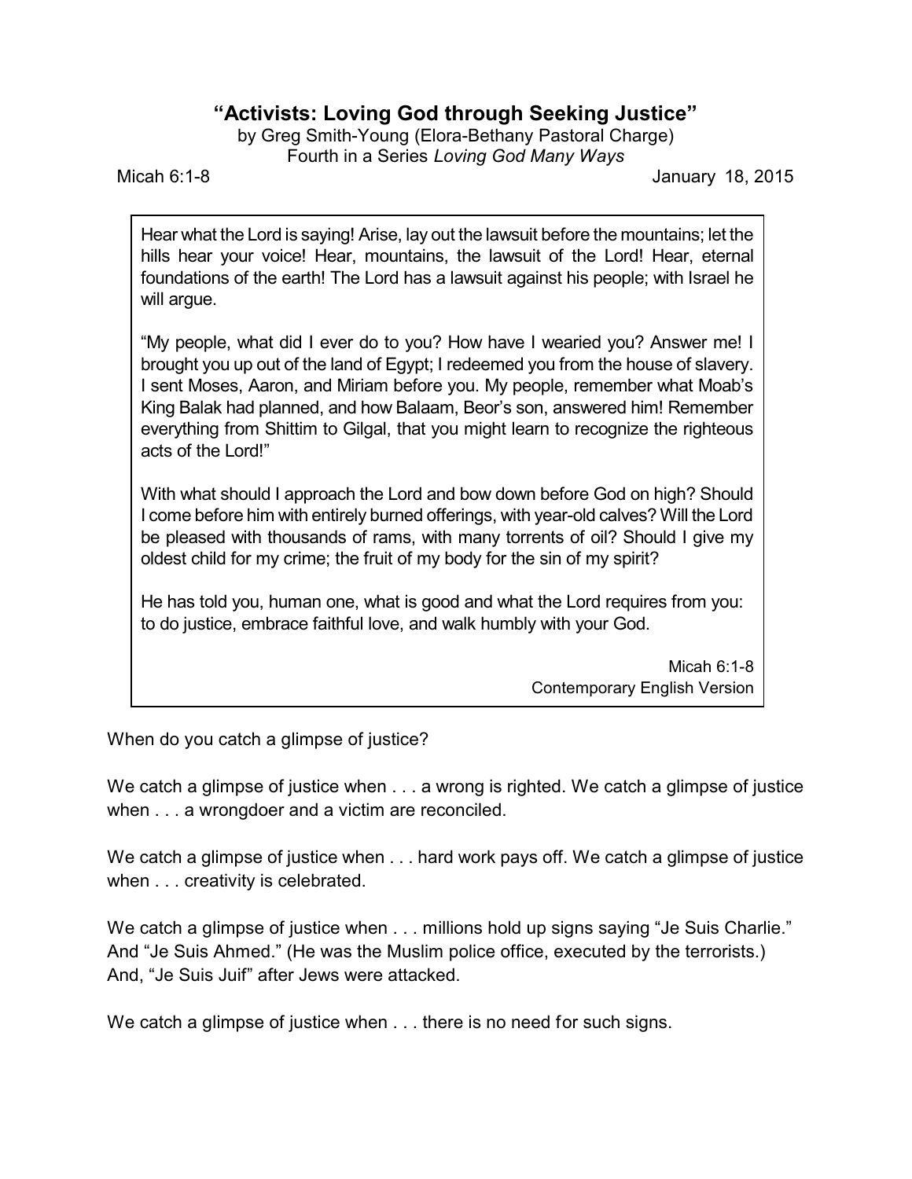# "Activists: Loving God through Seeking Justice"

by Greg Smith-Young (Elora-Bethany Pastoral Charge)
Fourth in a Series *Loving God Many Ways*

Micah 6:1-8 — January 18, 2015

> Hear what the Lord is saying! Arise, lay out the lawsuit before the mountains; let the hills hear your voice! Hear, mountains, the lawsuit of the Lord! Hear, eternal foundations of the earth! The Lord has a lawsuit against his people; with Israel he will argue.
>
> "My people, what did I ever do to you? How have I wearied you? Answer me! I brought you up out of the land of Egypt; I redeemed you from the house of slavery. I sent Moses, Aaron, and Miriam before you. My people, remember what Moab's King Balak had planned, and how Balaam, Beor's son, answered him! Remember everything from Shittim to Gilgal, that you might learn to recognize the righteous acts of the Lord!"
>
> With what should I approach the Lord and bow down before God on high? Should I come before him with entirely burned offerings, with year-old calves? Will the Lord be pleased with thousands of rams, with many torrents of oil? Should I give my oldest child for my crime; the fruit of my body for the sin of my spirit?
>
> He has told you, human one, what is good and what the Lord requires from you: to do justice, embrace faithful love, and walk humbly with your God.
>
> Micah 6:1-8
> Contemporary English Version

When do you catch a glimpse of justice?

We catch a glimpse of justice when . . . a wrong is righted. We catch a glimpse of justice when . . . a wrongdoer and a victim are reconciled.

We catch a glimpse of justice when . . . hard work pays off. We catch a glimpse of justice when . . . creativity is celebrated.

We catch a glimpse of justice when . . . millions hold up signs saying "Je Suis Charlie." And "Je Suis Ahmed." (He was the Muslim police office, executed by the terrorists.) And, "Je Suis Juif" after Jews were attacked.

We catch a glimpse of justice when . . . there is no need for such signs.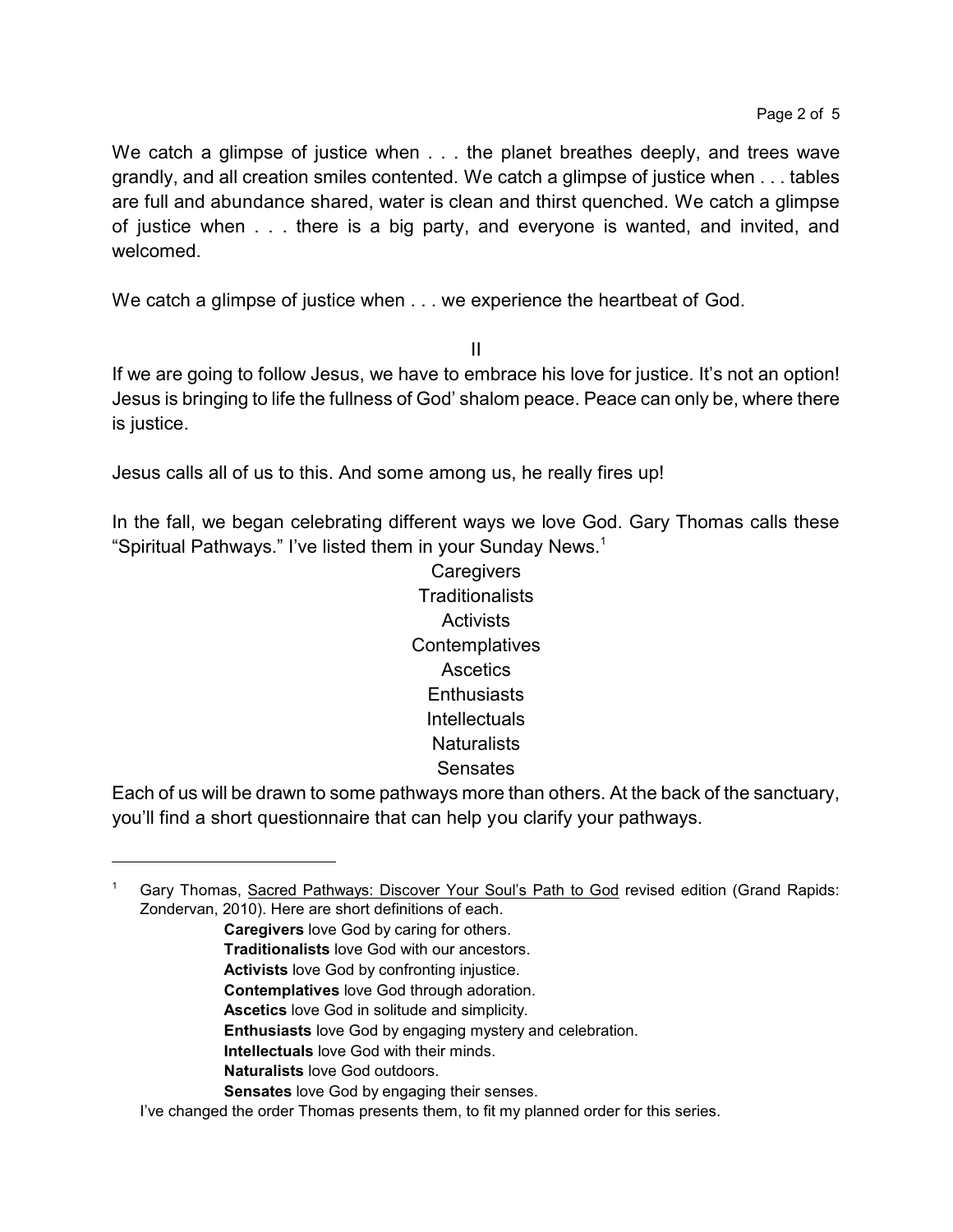We catch a glimpse of justice when . . . the planet breathes deeply, and trees wave grandly, and all creation smiles contented. We catch a glimpse of justice when . . . tables are full and abundance shared, water is clean and thirst quenched. We catch a glimpse of justice when . . . there is a big party, and everyone is wanted, and invited, and welcomed.

We catch a glimpse of justice when . . . we experience the heartbeat of God.

## II

If we are going to follow Jesus, we have to embrace his love for justice. It's not an option! Jesus is bringing to life the fullness of God' shalom peace. Peace can only be, where there is justice.

Jesus calls all of us to this. And some among us, he really fires up!

In the fall, we began celebrating different ways we love God. Gary Thomas calls these "Spiritual Pathways." I've listed them in your Sunday News.[1]

Caregivers
Traditionalists
Activists
Contemplatives
Ascetics
Enthusiasts
Intellectuals
Naturalists
Sensates

Each of us will be drawn to some pathways more than others. At the back of the sanctuary, you'll find a short questionnaire that can help you clarify your pathways.

---

[1] Gary Thomas, Sacred Pathways: Discover Your Soul's Path to God revised edition (Grand Rapids: Zondervan, 2010). Here are short definitions of each.

**Caregivers** love God by caring for others.
**Traditionalists** love God with our ancestors.
**Activists** love God by confronting injustice.
**Contemplatives** love God through adoration.
**Ascetics** love God in solitude and simplicity.
**Enthusiasts** love God by engaging mystery and celebration.
**Intellectuals** love God with their minds.
**Naturalists** love God outdoors.
**Sensates** love God by engaging their senses.

I've changed the order Thomas presents them, to fit my planned order for this series.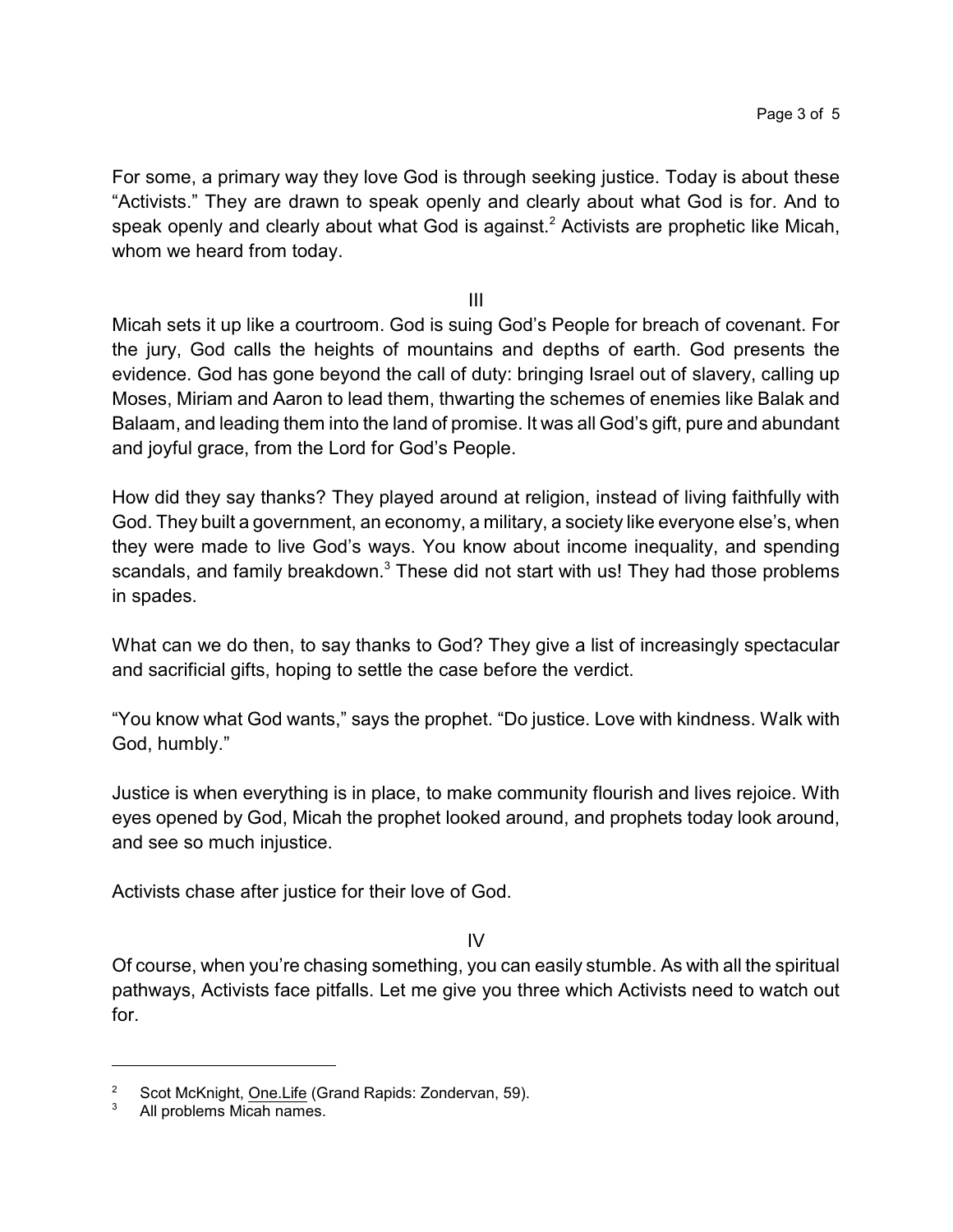For some, a primary way they love God is through seeking justice. Today is about these "Activists." They are drawn to speak openly and clearly about what God is for. And to speak openly and clearly about what God is against.[2] Activists are prophetic like Micah, whom we heard from today.

III

Micah sets it up like a courtroom. God is suing God's People for breach of covenant. For the jury, God calls the heights of mountains and depths of earth. God presents the evidence. God has gone beyond the call of duty: bringing Israel out of slavery, calling up Moses, Miriam and Aaron to lead them, thwarting the schemes of enemies like Balak and Balaam, and leading them into the land of promise. It was all God's gift, pure and abundant and joyful grace, from the Lord for God's People.

How did they say thanks? They played around at religion, instead of living faithfully with God. They built a government, an economy, a military, a society like everyone else's, when they were made to live God's ways. You know about income inequality, and spending scandals, and family breakdown.[3] These did not start with us! They had those problems in spades.

What can we do then, to say thanks to God? They give a list of increasingly spectacular and sacrificial gifts, hoping to settle the case before the verdict.

"You know what God wants," says the prophet. "Do justice. Love with kindness. Walk with God, humbly."

Justice is when everything is in place, to make community flourish and lives rejoice. With eyes opened by God, Micah the prophet looked around, and prophets today look around, and see so much injustice.

Activists chase after justice for their love of God.

IV

Of course, when you're chasing something, you can easily stumble. As with all the spiritual pathways, Activists face pitfalls. Let me give you three which Activists need to watch out for.

---

[2] Scot McKnight, One.Life (Grand Rapids: Zondervan, 59).

[3] All problems Micah names.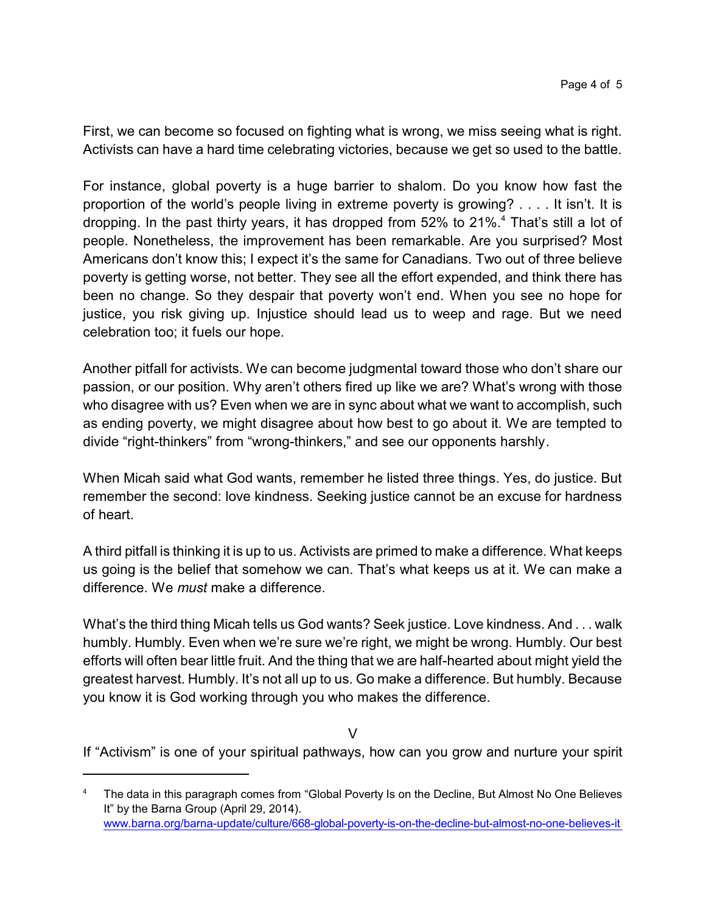First, we can become so focused on fighting what is wrong, we miss seeing what is right. Activists can have a hard time celebrating victories, because we get so used to the battle.

For instance, global poverty is a huge barrier to shalom. Do you know how fast the proportion of the world's people living in extreme poverty is growing? . . . . It isn't. It is dropping. In the past thirty years, it has dropped from 52% to 21%.[4] That's still a lot of people. Nonetheless, the improvement has been remarkable. Are you surprised? Most Americans don't know this; I expect it's the same for Canadians. Two out of three believe poverty is getting worse, not better. They see all the effort expended, and think there has been no change. So they despair that poverty won't end. When you see no hope for justice, you risk giving up. Injustice should lead us to weep and rage. But we need celebration too; it fuels our hope.

Another pitfall for activists. We can become judgmental toward those who don't share our passion, or our position. Why aren't others fired up like we are? What's wrong with those who disagree with us? Even when we are in sync about what we want to accomplish, such as ending poverty, we might disagree about how best to go about it. We are tempted to divide "right-thinkers" from "wrong-thinkers," and see our opponents harshly.

When Micah said what God wants, remember he listed three things. Yes, do justice. But remember the second: love kindness. Seeking justice cannot be an excuse for hardness of heart.

A third pitfall is thinking it is up to us. Activists are primed to make a difference. What keeps us going is the belief that somehow we can. That's what keeps us at it. We can make a difference. We *must* make a difference.

What's the third thing Micah tells us God wants? Seek justice. Love kindness. And . . . walk humbly. Humbly. Even when we're sure we're right, we might be wrong. Humbly. Our best efforts will often bear little fruit. And the thing that we are half-hearted about might yield the greatest harvest. Humbly. It's not all up to us. Go make a difference. But humbly. Because you know it is God working through you who makes the difference.

## V

If "Activism" is one of your spiritual pathways, how can you grow and nurture your spirit

---

[4] The data in this paragraph comes from "Global Poverty Is on the Decline, But Almost No One Believes It" by the Barna Group (April 29, 2014). www.barna.org/barna-update/culture/668-global-poverty-is-on-the-decline-but-almost-no-one-believes-it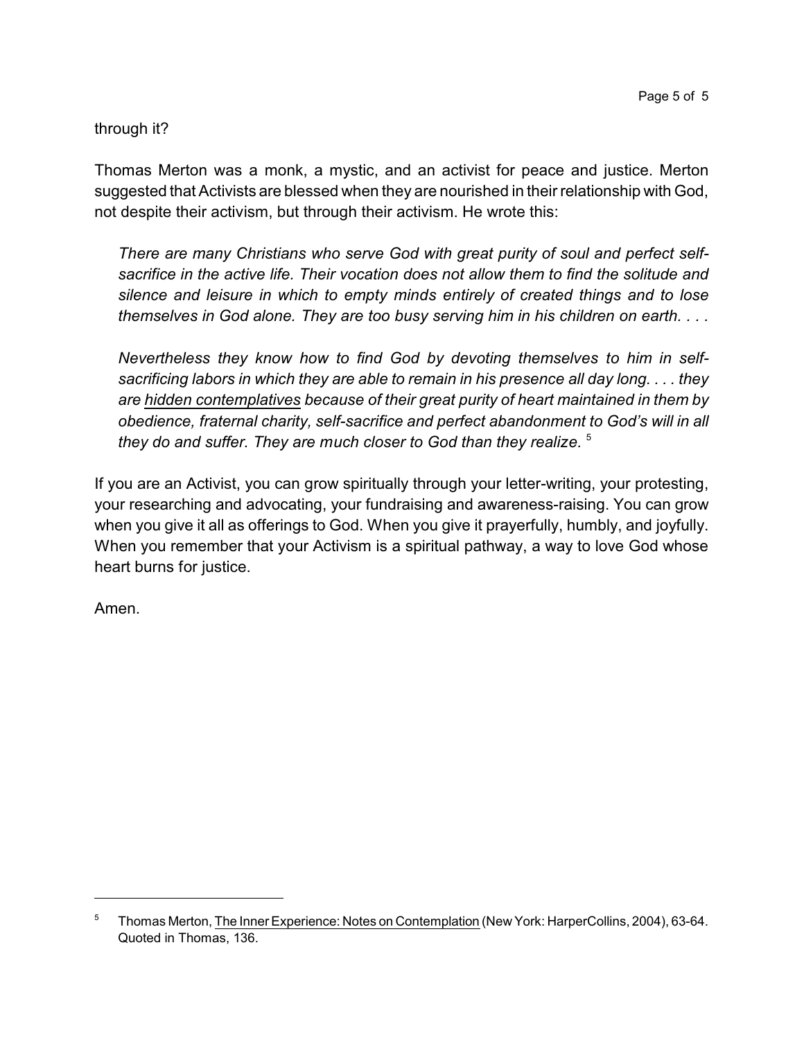through it?

Thomas Merton was a monk, a mystic, and an activist for peace and justice. Merton suggested that Activists are blessed when they are nourished in their relationship with God, not despite their activism, but through their activism. He wrote this:

> *There are many Christians who serve God with great purity of soul and perfect self-sacrifice in the active life. Their vocation does not allow them to find the solitude and silence and leisure in which to empty minds entirely of created things and to lose themselves in God alone. They are too busy serving him in his children on earth. . . .*
>
> *Nevertheless they know how to find God by devoting themselves to him in self-sacrificing labors in which they are able to remain in his presence all day long. . . . they are* <u>*hidden contemplatives*</u> *because of their great purity of heart maintained in them by obedience, fraternal charity, self-sacrifice and perfect abandonment to God's will in all they do and suffer. They are much closer to God than they realize.* [5]

If you are an Activist, you can grow spiritually through your letter-writing, your protesting, your researching and advocating, your fundraising and awareness-raising. You can grow when you give it all as offerings to God. When you give it prayerfully, humbly, and joyfully. When you remember that your Activism is a spiritual pathway, a way to love God whose heart burns for justice.

Amen.

---

[5] Thomas Merton, <u>The Inner Experience: Notes on Contemplation</u> (New York: HarperCollins, 2004), 63-64. Quoted in Thomas, 136.